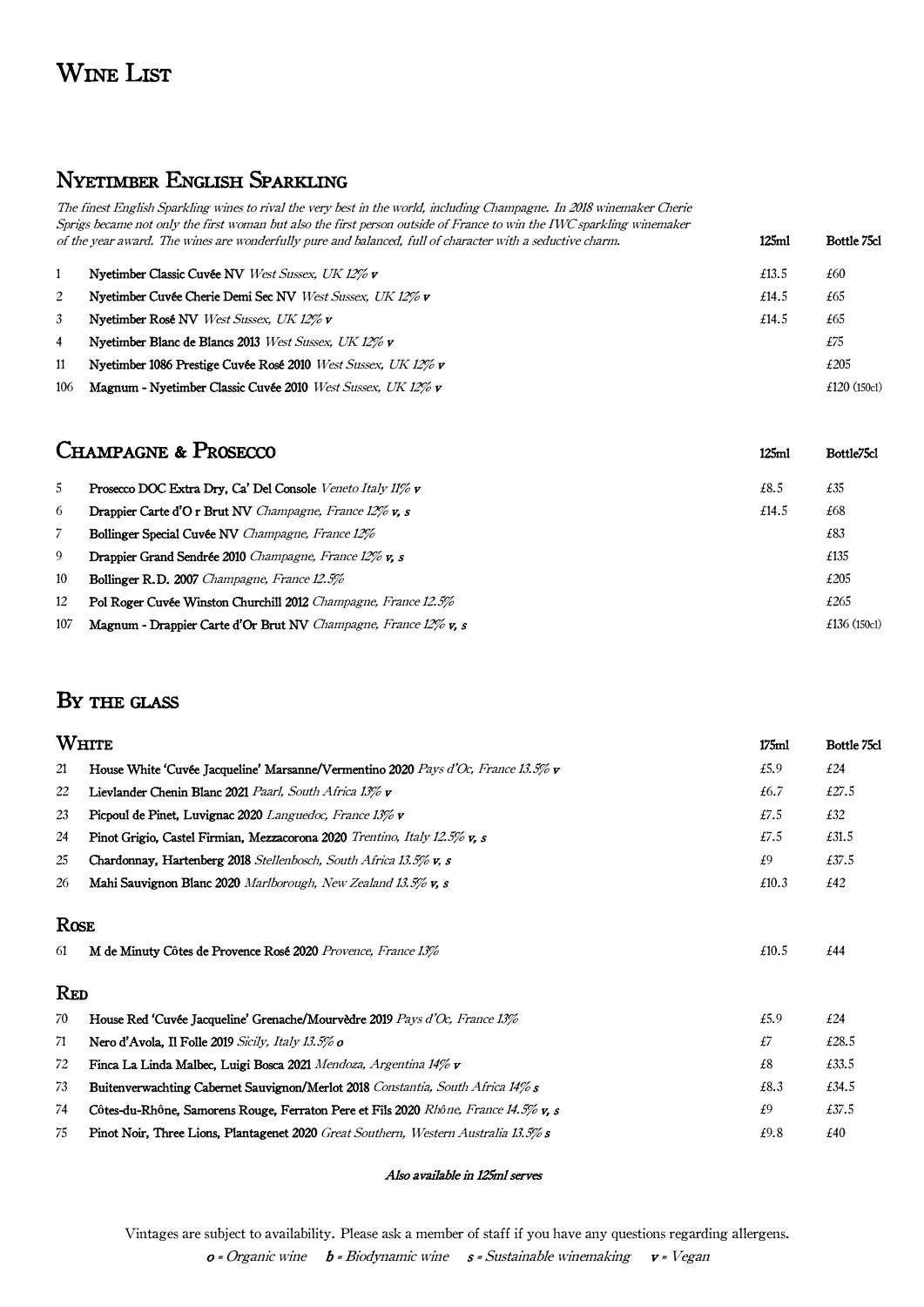# Wine List

## Nyetimber English Sparkling

*The finest English Sparkling wines to rival the very best in the world, including Champagne. In 2018 winemaker Cherie Sprigs became not only the first woman but also the first person outside of France to win the IWC sparkling winemaker of the year award. The wines are wonderfully pure and balanced, full of character with a seductive charm.*

| | | 125ml | Bottle 75cl |
|---|---|---|---|
| 1 | **Nyetimber Classic Cuvée NV** *West Sussex, UK 12%* ***v*** | £13.5 | £60 |
| 2 | **Nyetimber Cuvée Cherie Demi Sec NV** *West Sussex, UK 12%* ***v*** | £14.5 | £65 |
| 3 | **Nyetimber Rosé NV** *West Sussex, UK 12%* ***v*** | £14.5 | £65 |
| 4 | **Nyetimber Blanc de Blancs 2013** *West Sussex, UK 12%* ***v*** | | £75 |
| 11 | **Nyetimber 1086 Prestige Cuvée Rosé 2010** *West Sussex, UK 12%* ***v*** | | £205 |
| 106 | **Magnum - Nyetimber Classic Cuvée 2010** *West Sussex, UK 12%* ***v*** | | £120 (150cl) |

## Champagne & Prosecco

| | | 125ml | Bottle75cl |
|---|---|---|---|
| 5 | **Prosecco DOC Extra Dry, Ca' Del Console** *Veneto Italy 11%* ***v*** | £8.5 | £35 |
| 6 | **Drappier Carte d'O r Brut NV** *Champagne, France 12%* ***v, s*** | £14.5 | £68 |
| 7 | **Bollinger Special Cuvée NV** *Champagne, France 12%* | | £83 |
| 9 | **Drappier Grand Sendrée 2010** *Champagne, France 12%* ***v, s*** | | £135 |
| 10 | **Bollinger R.D. 2007** *Champagne, France 12.5%* | | £205 |
| 12 | **Pol Roger Cuvée Winston Churchill 2012** *Champagne, France 12.5%* | | £265 |
| 107 | **Magnum - Drappier Carte d'Or Brut NV** *Champagne, France 12%* ***v, s*** | | £136 (150cl) |

## By the glass

### White

| | | 175ml | Bottle 75cl |
|---|---|---|---|
| 21 | **House White 'Cuvée Jacqueline' Marsanne/Vermentino 2020** *Pays d'Oc, France 13.5%* ***v*** | £5.9 | £24 |
| 22 | **Lievlander Chenin Blanc 2021** *Paarl, South Africa 13%* ***v*** | £6.7 | £27.5 |
| 23 | **Picpoul de Pinet, Luvignac 2020** *Languedoc, France 13%* ***v*** | £7.5 | £32 |
| 24 | **Pinot Grigio, Castel Firmian, Mezzacorona 2020** *Trentino, Italy 12.5%* ***v, s*** | £7.5 | £31.5 |
| 25 | **Chardonnay, Hartenberg 2018** *Stellenbosch, South Africa 13.5%* ***v, s*** | £9 | £37.5 |
| 26 | **Mahi Sauvignon Blanc 2020** *Marlborough, New Zealand 13.5%* ***v, s*** | £10.3 | £42 |

### Rose

| | | 175ml | Bottle 75cl |
|---|---|---|---|
| 61 | **M de Minuty Côtes de Provence Rosé 2020** *Provence, France 13%* | £10.5 | £44 |

### Red

| | | 175ml | Bottle 75cl |
|---|---|---|---|
| 70 | **House Red 'Cuvée Jacqueline' Grenache/Mourvèdre 2019** *Pays d'Oc, France 13%* | £5.9 | £24 |
| 71 | **Nero d'Avola, Il Folle 2019** *Sicily, Italy 13.5%* ***o*** | £7 | £28.5 |
| 72 | **Finca La Linda Malbec, Luigi Bosca 2021** *Mendoza, Argentina 14%* ***v*** | £8 | £33.5 |
| 73 | **Buitenverwachting Cabernet Sauvignon/Merlot 2018** *Constantia, South Africa 14%* ***s*** | £8.3 | £34.5 |
| 74 | **Côtes-du-Rhône, Samorens Rouge, Ferraton Pere et Fils 2020** *Rhône, France 14.5%* ***v, s*** | £9 | £37.5 |
| 75 | **Pinot Noir, Three Lions, Plantagenet 2020** *Great Southern, Western Australia 13.5%* ***s*** | £9.8 | £40 |

***Also available in 125ml serves***

Vintages are subject to availability. Please ask a member of staff if you have any questions regarding allergens.

***o*** *= Organic wine* ***b*** *= Biodynamic wine* ***s*** *= Sustainable winemaking* ***v*** *= Vegan*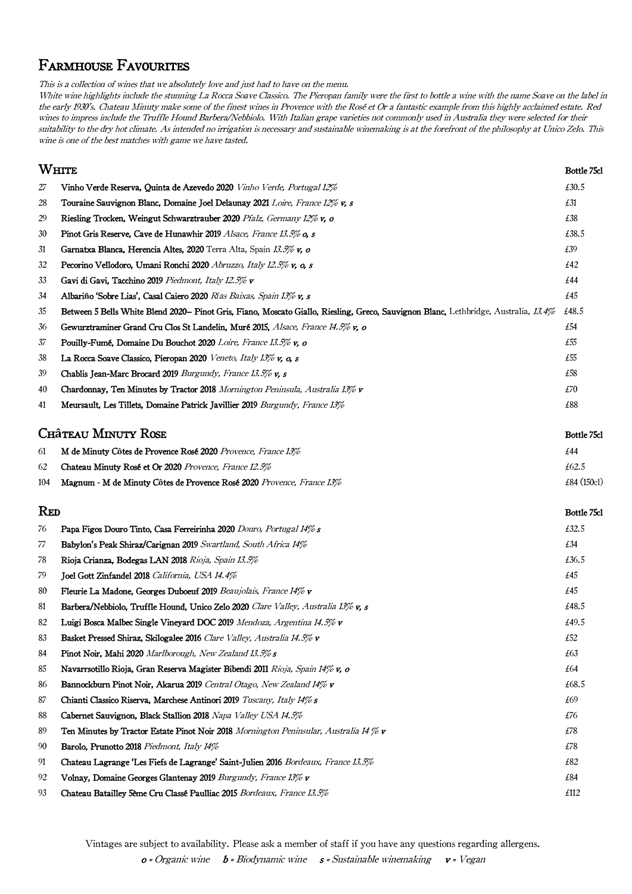# Farmhouse Favourites

*This is a collection of wines that we absolutely love and just had to have on the menu.*
*White wine highlights include the stunning La Rocca Soave Classico. The Pieropan family were the first to bottle a wine with the name Soave on the label in the early 1930's. Chateau Minuty make some of the finest wines in Provence with the Rosé et Or a fantastic example from this highly acclaimed estate. Red wines to impress include the Truffle Hound Barbera/Nebbiolo. With Italian grape varieties not commonly used in Australia they were selected for their suitability to the dry hot climate. As intended no irrigation is necessary and sustainable winemaking is at the forefront of the philosophy at Unico Zelo. This wine is one of the best matches with game we have tasted.*

## White

| | | Bottle 75cl |
|---|---|---|
| 27 | **Vinho Verde Reserva, Quinta de Azevedo 2020** *Vinho Verde, Portugal 12%* | £30.5 |
| 28 | **Touraine Sauvignon Blanc, Domaine Joel Delaunay 2021** *Loire, France 12% **v, s*** | £31 |
| 29 | **Riesling Trocken, Weingut Schwarztrauber 2020** *Pfalz, Germany 12% **v, o*** | £38 |
| 30 | **Pinot Gris Reserve, Cave de Hunawhir 2019** *Alsace, France 13.5% **o, s*** | £38.5 |
| 31 | **Garnatxa Blanca, Herencia Altes, 2020** Terra Alta, Spain *13.5% **v, o*** | £39 |
| 32 | **Pecorino Vellodoro, Umani Ronchi 2020** *Abruzzo, Italy 12.5% **v, o, s*** | £42 |
| 33 | **Gavi di Gavi, Tacchino 2019** *Piedmont, Italy 12.5% **v*** | £44 |
| 34 | **Albariño 'Sobre Lias', Casal Caiero 2020** *Rias Baixas, Spain 13% **v, s*** | £45 |
| 35 | **Between 5 Bells White Blend 2020– Pinot Gris, Fiano, Moscato Giallo, Riesling, Greco, Sauvignon Blanc,** Lethbridge, Australia, *13.4%* | £48.5 |
| 36 | **Gewurztraminer Grand Cru Clos St Landelin, Muré 2015,** *Alsace, France 14.5% **v, o*** | £54 |
| 37 | **Pouilly-Fumé, Domaine Du Bouchot 2020** *Loire, France 13.5% **v, o*** | £55 |
| 38 | **La Rocca Soave Classico, Pieropan 2020** *Veneto, Italy 13% **v, o, s*** | £55 |
| 39 | **Chablis Jean-Marc Brocard 2019** *Burgundy, France 13.5% **v, s*** | £58 |
| 40 | **Chardonnay, Ten Minutes by Tractor 2018** *Mornington Peninsula, Australia 13% **v*** | £70 |
| 41 | **Meursault, Les Tillets, Domaine Patrick Javillier 2019** *Burgundy, France 13%* | £88 |

## Château Minuty Rose

| | | Bottle 75cl |
|---|---|---|
| 61 | **M de Minuty Côtes de Provence Rosé 2020** *Provence, France 13%* | £44 |
| 62 | **Chateau Minuty Rosé et Or 2020** *Provence, France 12.5%* | £62.5 |
| 104 | **Magnum - M de Minuty Côtes de Provence Rosé 2020** *Provence, France 13%* | £84 (150cl) |

## Red

| | | Bottle 75cl |
|---|---|---|
| 76 | **Papa Figos Douro Tinto, Casa Ferreirinha 2020** *Douro, Portugal 14% **s*** | £32.5 |
| 77 | **Babylon's Peak Shiraz/Carignan 2019** *Swartland, South Africa 14%* | £34 |
| 78 | **Rioja Crianza, Bodegas LAN 2018** *Rioja, Spain 13.5%* | £36.5 |
| 79 | **Joel Gott Zinfandel 2018** *California, USA 14.4%* | £45 |
| 80 | **Fleurie La Madone, Georges Duboeuf 2019** *Beaujolais, France 14% **v*** | £45 |
| 81 | **Barbera/Nebbiolo, Truffle Hound, Unico Zelo 2020** *Clare Valley, Australia 13% **v, s*** | £48.5 |
| 82 | **Luigi Bosca Malbec Single Vineyard DOC 2019** *Mendoza, Argentina 14.5% **v*** | £49.5 |
| 83 | **Basket Pressed Shiraz, Skilogalee 2016** *Clare Valley, Australia 14.5% **v*** | £52 |
| 84 | **Pinot Noir, Mahi 2020** *Marlborough, New Zealand 13.5% **s*** | £63 |
| 85 | **Navarrsotillo Rioja, Gran Reserva Magister Bibendi 2011** *Rioja, Spain 14% **v, o*** | £64 |
| 86 | **Bannockburn Pinot Noir, Akarua 2019** *Central Otago, New Zealand 14% **v*** | £68.5 |
| 87 | **Chianti Classico Riserva, Marchese Antinori 2019** *Tuscany, Italy 14% **s*** | £69 |
| 88 | **Cabernet Sauvignon, Black Stallion 2018** *Napa Valley USA 14.5%* | £76 |
| 89 | **Ten Minutes by Tractor Estate Pinot Noir 2018** *Mornington Peninsular, Australia 14 % **v*** | £78 |
| 90 | **Barolo, Prunotto 2018** *Piedmont, Italy 14%* | £78 |
| 91 | **Chateau Lagrange 'Les Fiefs de Lagrange' Saint-Julien 2016** *Bordeaux, France 13.5%* | £82 |
| 92 | **Volnay, Domaine Georges Glantenay 2019** *Burgundy, France 13% **v*** | £84 |
| 93 | **Chateau Batailley 5ème Cru Classé Paulliac 2015** *Bordeaux, France 13.5%* | £112 |

Vintages are subject to availability. Please ask a member of staff if you have any questions regarding allergens.

***o** = Organic wine* *__b__ = Biodynamic wine* *__s__ = Sustainable winemaking* *__v__ = Vegan*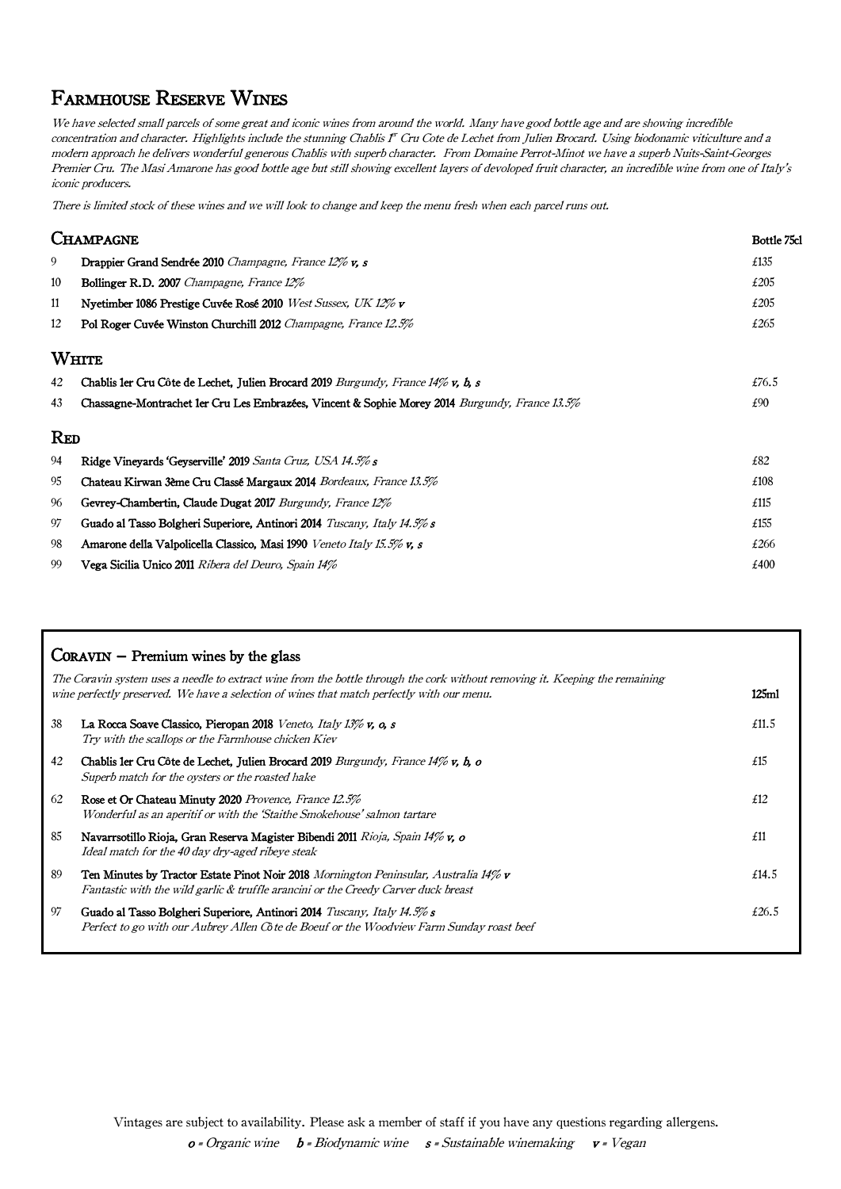# Farmhouse Reserve Wines

*We have selected small parcels of some great and iconic wines from around the world. Many have good bottle age and are showing incredible concentration and character. Highlights include the stunning Chablis 1er Cru Cote de Lechet from Julien Brocard. Using biodonamic viticulture and a modern approach he delivers wonderful generous Chablis with superb character. From Domaine Perrot-Minot we have a superb Nuits-Saint-Georges Premier Cru. The Masi Amarone has good bottle age but still showing excellent layers of devoloped fruit character, an incredible wine from one of Italy's iconic producers.*

*There is limited stock of these wines and we will look to change and keep the menu fresh when each parcel runs out.*

## Champagne

| | | Bottle 75cl |
|---|---|---|
| 9 | **Drappier Grand Sendrée 2010** *Champagne, France 12% v, s* | £135 |
| 10 | **Bollinger R.D. 2007** *Champagne, France 12%* | £205 |
| 11 | **Nyetimber 1086 Prestige Cuvée Rosé 2010** *West Sussex, UK 12% v* | £205 |
| 12 | **Pol Roger Cuvée Winston Churchill 2012** *Champagne, France 12.5%* | £265 |

## White

| | | |
|---|---|---|
| 42 | **Chablis 1er Cru Côte de Lechet, Julien Brocard 2019** *Burgundy, France 14% v, b, s* | £76.5 |
| 43 | **Chassagne-Montrachet 1er Cru Les Embrazées, Vincent & Sophie Morey 2014** *Burgundy, France 13.5%* | £90 |

## Red

| | | |
|---|---|---|
| 94 | **Ridge Vineyards 'Geyserville' 2019** *Santa Cruz, USA 14.5% s* | £82 |
| 95 | **Chateau Kirwan 3ème Cru Classé Margaux 2014** *Bordeaux, France 13.5%* | £108 |
| 96 | **Gevrey-Chambertin, Claude Dugat 2017** *Burgundy, France 12%* | £115 |
| 97 | **Guado al Tasso Bolgheri Superiore, Antinori 2014** *Tuscany, Italy 14.5% s* | £155 |
| 98 | **Amarone della Valpolicella Classico, Masi 1990** *Veneto Italy 15.5% v, s* | £266 |
| 99 | **Vega Sicilia Unico 2011** *Ribera del Deuro, Spain 14%* | £400 |

## Coravin – Premium wines by the glass

*The Coravin system uses a needle to extract wine from the bottle through the cork without removing it. Keeping the remaining wine perfectly preserved. We have a selection of wines that match perfectly with our menu.*

| | | 125ml |
|---|---|---|
| 38 | **La Rocca Soave Classico, Pieropan 2018** *Veneto, Italy 13% v, o, s*<br>*Try with the scallops or the Farmhouse chicken Kiev* | £11.5 |
| 42 | **Chablis 1er Cru Côte de Lechet, Julien Brocard 2019** *Burgundy, France 14% v, b, o*<br>*Superb match for the oysters or the roasted hake* | £15 |
| 62 | **Rose et Or Chateau Minuty 2020** *Provence, France 12.5%*<br>*Wonderful as an aperitif or with the 'Staithe Smokehouse' salmon tartare* | £12 |
| 85 | **Navarrsotillo Rioja, Gran Reserva Magister Bibendi 2011** *Rioja, Spain 14% v, o*<br>*Ideal match for the 40 day dry-aged ribeye steak* | £11 |
| 89 | **Ten Minutes by Tractor Estate Pinot Noir 2018** *Mornington Peninsular, Australia 14% v*<br>*Fantastic with the wild garlic & truffle arancini or the Creedy Carver duck breast* | £14.5 |
| 97 | **Guado al Tasso Bolgheri Superiore, Antinori 2014** *Tuscany, Italy 14.5% s*<br>*Perfect to go with our Aubrey Allen Côte de Boeuf or the Woodview Farm Sunday roast beef* | £26.5 |

Vintages are subject to availability. Please ask a member of staff if you have any questions regarding allergens.

***o** = Organic wine* ***b** = Biodynamic wine* ***s** = Sustainable winemaking* ***v** = Vegan*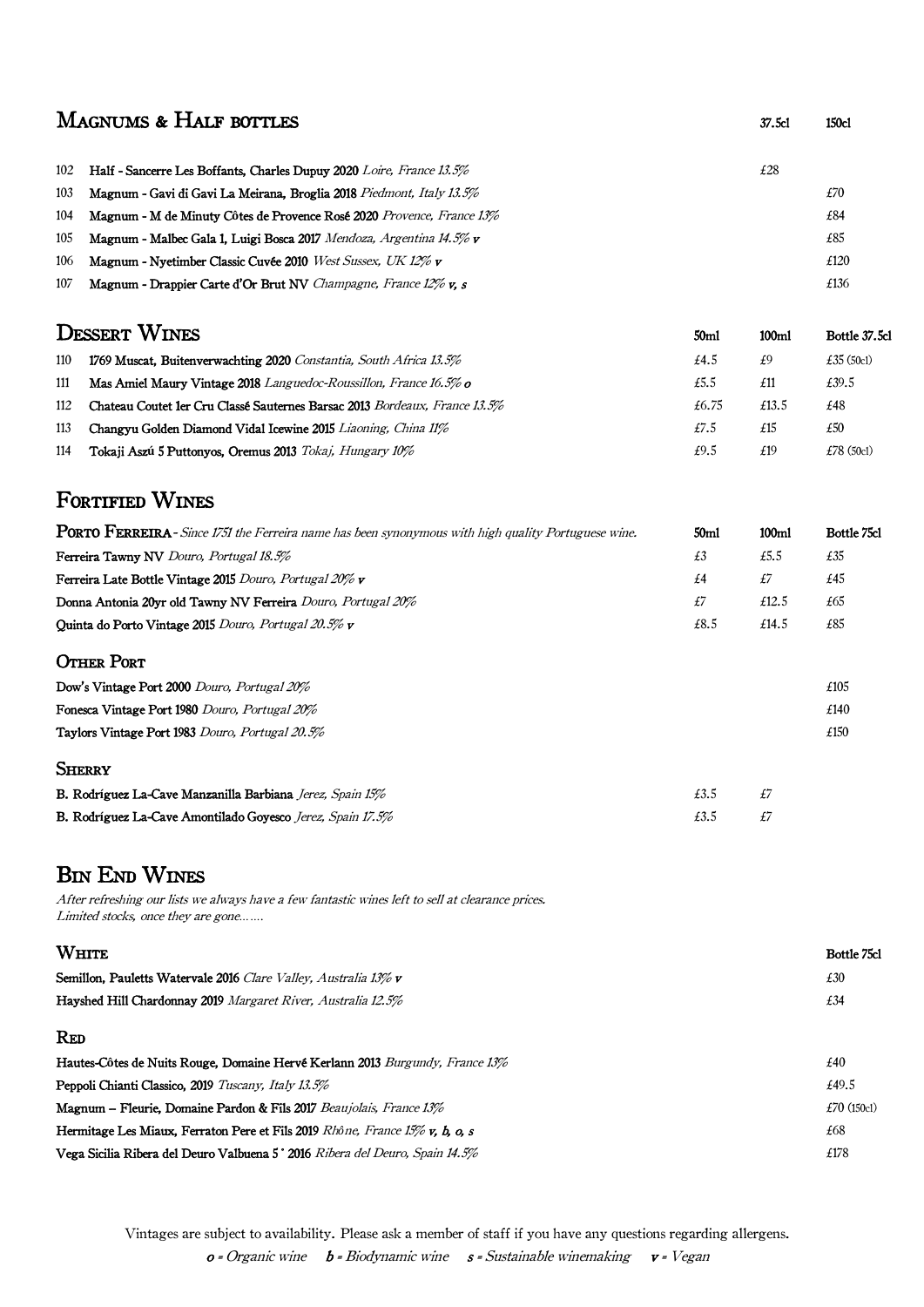## Magnums & Half bottles

| | | 37.5cl | 150cl |
|---|---|---|---|
| 102 | **Half - Sancerre Les Boffants, Charles Dupuy 2020** *Loire, France 13.5%* | £28 | |
| 103 | **Magnum - Gavi di Gavi La Meirana, Broglia 2018** *Piedmont, Italy 13.5%* | | £70 |
| 104 | **Magnum - M de Minuty Côtes de Provence Rosé 2020** *Provence, France 13%* | | £84 |
| 105 | **Magnum - Malbec Gala 1, Luigi Bosca 2017** *Mendoza, Argentina 14.5% v* | | £85 |
| 106 | **Magnum - Nyetimber Classic Cuvée 2010** *West Sussex, UK 12% v* | | £120 |
| 107 | **Magnum - Drappier Carte d'Or Brut NV** *Champagne, France 12% v, s* | | £136 |

## Dessert Wines

| | | 50ml | 100ml | Bottle 37.5cl |
|---|---|---|---|---|
| 110 | **1769 Muscat, Buitenverwachting 2020** *Constantia, South Africa 13.5%* | £4.5 | £9 | £35 (50cl) |
| 111 | **Mas Amiel Maury Vintage 2018** *Languedoc-Roussillon, France 16.5% o* | £5.5 | £11 | £39.5 |
| 112 | **Chateau Coutet 1er Cru Classé Sauternes Barsac 2013** *Bordeaux, France 13.5%* | £6.75 | £13.5 | £48 |
| 113 | **Changyu Golden Diamond Vidal Icewine 2015** *Liaoning, China 11%* | £7.5 | £15 | £50 |
| 114 | **Tokaji Aszú 5 Puttonyos, Oremus 2013** *Tokaj, Hungary 10%* | £9.5 | £19 | £78 (50cl) |

## Fortified Wines

**Porto Ferreira** - *Since 1751 the Ferreira name has been synonymous with high quality Portuguese wine.*

| | 50ml | 100ml | Bottle 75cl |
|---|---|---|---|
| **Ferreira Tawny NV** *Douro, Portugal 18.5%* | £3 | £5.5 | £35 |
| **Ferreira Late Bottle Vintage 2015** *Douro, Portugal 20% v* | £4 | £7 | £45 |
| **Donna Antonia 20yr old Tawny NV Ferreira** *Douro, Portugal 20%* | £7 | £12.5 | £65 |
| **Quinta do Porto Vintage 2015** *Douro, Portugal 20.5% v* | £8.5 | £14.5 | £85 |

### Other Port

| | |
|---|---|
| **Dow's Vintage Port 2000** *Douro, Portugal 20%* | £105 |
| **Fonesca Vintage Port 1980** *Douro, Portugal 20%* | £140 |
| **Taylors Vintage Port 1983** *Douro, Portugal 20.5%* | £150 |

### Sherry

| | 50ml | 100ml |
|---|---|---|
| **B. Rodríguez La-Cave Manzanilla Barbiana** *Jerez, Spain 15%* | £3.5 | £7 |
| **B. Rodríguez La-Cave Amontilado Goyesco** *Jerez, Spain 17.5%* | £3.5 | £7 |

## Bin End Wines

*After refreshing our lists we always have a few fantastic wines left to sell at clearance prices. Limited stocks, once they are gone…….*

### White

| | Bottle 75cl |
|---|---|
| **Semillon, Pauletts Watervale 2016** *Clare Valley, Australia 13% v* | £30 |
| **Hayshed Hill Chardonnay 2019** *Margaret River, Australia 12.5%* | £34 |

### Red

| | |
|---|---|
| **Hautes-Côtes de Nuits Rouge, Domaine Hervé Kerlann 2013** *Burgundy, France 13%* | £40 |
| **Peppoli Chianti Classico, 2019** *Tuscany, Italy 13.5%* | £49.5 |
| **Magnum – Fleurie, Domaine Pardon & Fils 2017** *Beaujolais, France 13%* | £70 (150cl) |
| **Hermitage Les Miaux, Ferraton Pere et Fils 2019** *Rhône, France 15% v, b, o, s* | £68 |
| **Vega Sicilia Ribera del Deuro Valbuena 5˚ 2016** *Ribera del Deuro, Spain 14.5%* | £178 |

Vintages are subject to availability. Please ask a member of staff if you have any questions regarding allergens.

***o** = Organic wine* ***b** = Biodynamic wine* ***s** = Sustainable winemaking* ***v** = Vegan*